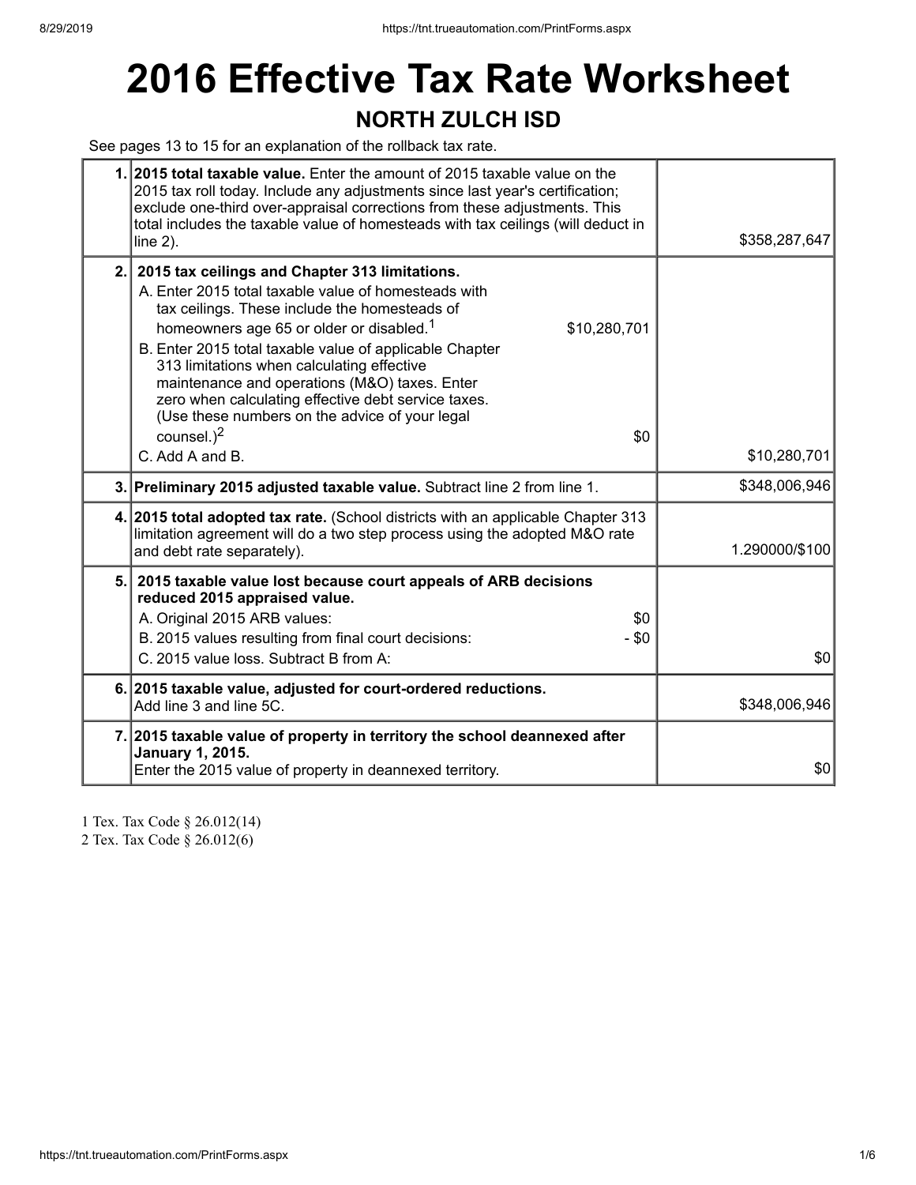# 2016 Effective Tax Rate Worksheet

## NORTH ZULCH ISD

See pages 13 to 15 for an explanation of the rollback tax rate.

| | | |
|---|---|---|
| 1. | **2015 total taxable value.** Enter the amount of 2015 taxable value on the 2015 tax roll today. Include any adjustments since last year's certification; exclude one-third over-appraisal corrections from these adjustments. This total includes the taxable value of homesteads with tax ceilings (will deduct in line 2). | $358,287,647 |
| 2. | **2015 tax ceilings and Chapter 313 limitations.**<br>A. Enter 2015 total taxable value of homesteads with tax ceilings. These include the homesteads of homeowners age 65 or older or disabled.[1] $10,280,701<br>B. Enter 2015 total taxable value of applicable Chapter 313 limitations when calculating effective maintenance and operations (M&O) taxes. Enter zero when calculating effective debt service taxes. (Use these numbers on the advice of your legal counsel.)[2] $0<br>C. Add A and B. | $10,280,701 |
| 3. | **Preliminary 2015 adjusted taxable value.** Subtract line 2 from line 1. | $348,006,946 |
| 4. | **2015 total adopted tax rate.** (School districts with an applicable Chapter 313 limitation agreement will do a two step process using the adopted M&O rate and debt rate separately). | 1.290000/$100 |
| 5. | **2015 taxable value lost because court appeals of ARB decisions reduced 2015 appraised value.**<br>A. Original 2015 ARB values: $0<br>B. 2015 values resulting from final court decisions: - $0<br>C. 2015 value loss. Subtract B from A: | $0 |
| 6. | **2015 taxable value, adjusted for court-ordered reductions.**<br>Add line 3 and line 5C. | $348,006,946 |
| 7. | **2015 taxable value of property in territory the school deannexed after January 1, 2015.**<br>Enter the 2015 value of property in deannexed territory. | $0 |

1 Tex. Tax Code § 26.012(14)
2 Tex. Tax Code § 26.012(6)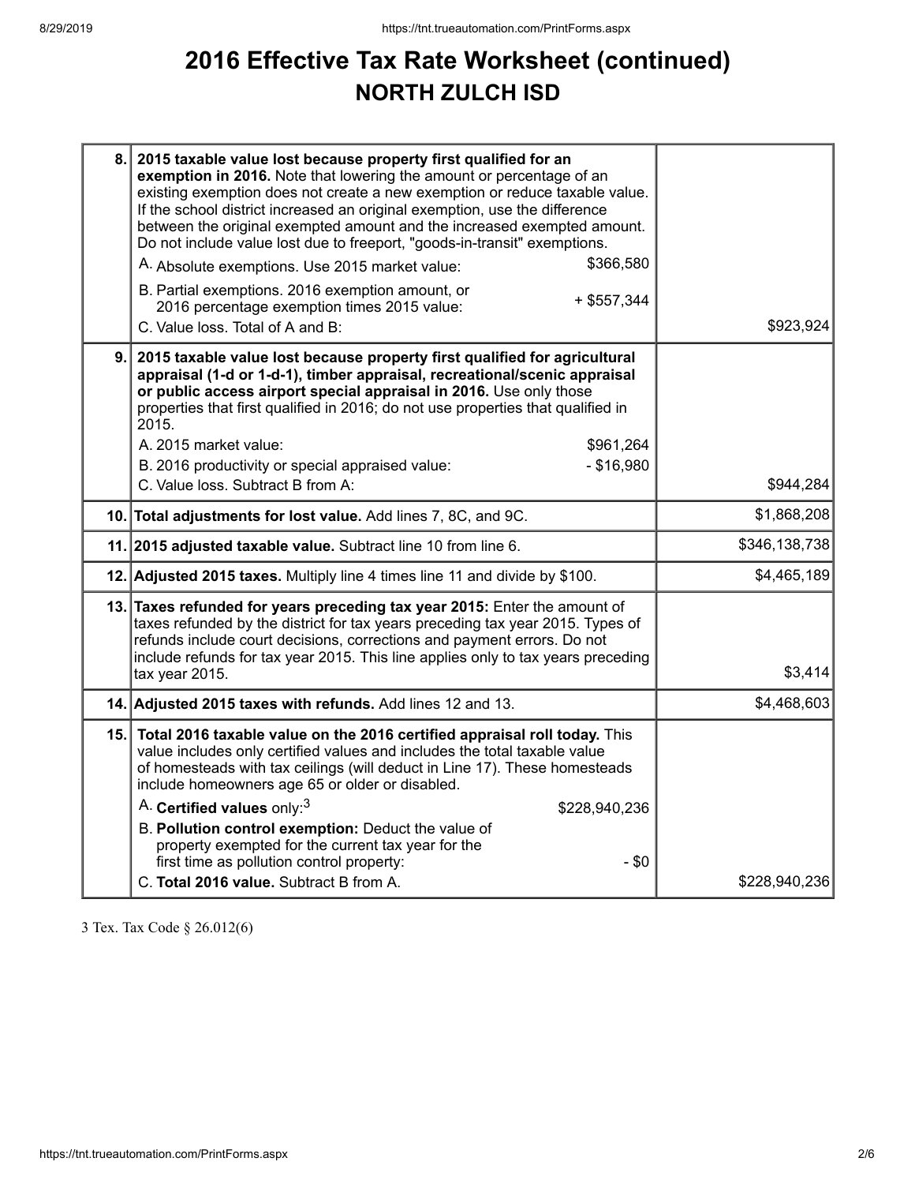# 2016 Effective Tax Rate Worksheet (continued)

## NORTH ZULCH ISD

| Line | Description | | Amount |
|---|---|---|---|
| 8. | **2015 taxable value lost because property first qualified for an exemption in 2016.** Note that lowering the amount or percentage of an existing exemption does not create a new exemption or reduce taxable value. If the school district increased an original exemption, use the difference between the original exempted amount and the increased exempted amount. Do not include value lost due to freeport, "goods-in-transit" exemptions. | | |
| | A. Absolute exemptions. Use 2015 market value: | $366,580 | |
| | B. Partial exemptions. 2016 exemption amount, or 2016 percentage exemption times 2015 value: | + $557,344 | |
| | C. Value loss. Total of A and B: | | $923,924 |
| 9. | **2015 taxable value lost because property first qualified for agricultural appraisal (1-d or 1-d-1), timber appraisal, recreational/scenic appraisal or public access airport special appraisal in 2016.** Use only those properties that first qualified in 2016; do not use properties that qualified in 2015. | | |
| | A. 2015 market value: | $961,264 | |
| | B. 2016 productivity or special appraised value: | - $16,980 | |
| | C. Value loss. Subtract B from A: | | $944,284 |
| 10. | **Total adjustments for lost value.** Add lines 7, 8C, and 9C. | | $1,868,208 |
| 11. | **2015 adjusted taxable value.** Subtract line 10 from line 6. | | $346,138,738 |
| 12. | **Adjusted 2015 taxes.** Multiply line 4 times line 11 and divide by $100. | | $4,465,189 |
| 13. | **Taxes refunded for years preceding tax year 2015:** Enter the amount of taxes refunded by the district for tax years preceding tax year 2015. Types of refunds include court decisions, corrections and payment errors. Do not include refunds for tax year 2015. This line applies only to tax years preceding tax year 2015. | | $3,414 |
| 14. | **Adjusted 2015 taxes with refunds.** Add lines 12 and 13. | | $4,468,603 |
| 15. | **Total 2016 taxable value on the 2016 certified appraisal roll today.** This value includes only certified values and includes the total taxable value of homesteads with tax ceilings (will deduct in Line 17). These homesteads include homeowners age 65 or older or disabled. | | |
| | A. **Certified values** only:[3] | $228,940,236 | |
| | B. **Pollution control exemption:** Deduct the value of property exempted for the current tax year for the first time as pollution control property: | - $0 | |
| | C. **Total 2016 value.** Subtract B from A. | | $228,940,236 |

3 Tex. Tax Code § 26.012(6)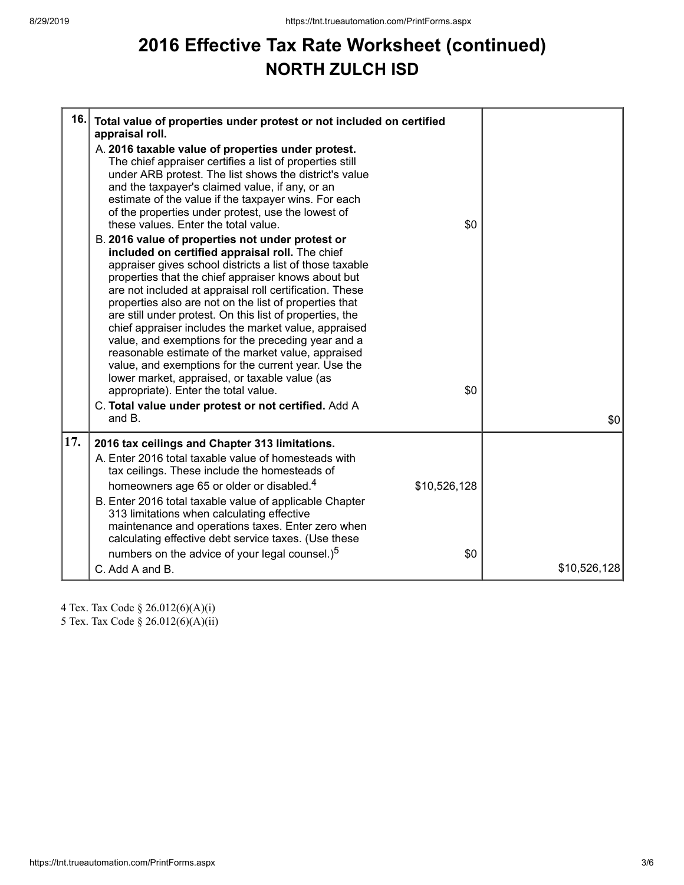# 2016 Effective Tax Rate Worksheet (continued)
## NORTH ZULCH ISD

| | | | |
|---|---|---|---|
| **16.** | **Total value of properties under protest or not included on certified appraisal roll.** | | |
| | A. **2016 taxable value of properties under protest.** The chief appraiser certifies a list of properties still under ARB protest. The list shows the district's value and the taxpayer's claimed value, if any, or an estimate of the value if the taxpayer wins. For each of the properties under protest, use the lowest of these values. Enter the total value. | $0 | |
| | B. **2016 value of properties not under protest or included on certified appraisal roll.** The chief appraiser gives school districts a list of those taxable properties that the chief appraiser knows about but are not included at appraisal roll certification. These properties also are not on the list of properties that are still under protest. On this list of properties, the chief appraiser includes the market value, appraised value, and exemptions for the preceding year and a reasonable estimate of the market value, appraised value, and exemptions for the current year. Use the lower market, appraised, or taxable value (as appropriate). Enter the total value. | $0 | |
| | C. **Total value under protest or not certified.** Add A and B. | | $0 |
| **17.** | **2016 tax ceilings and Chapter 313 limitations.** | | |
| | A. Enter 2016 total taxable value of homesteads with tax ceilings. These include the homesteads of homeowners age 65 or older or disabled.[4] | $10,526,128 | |
| | B. Enter 2016 total taxable value of applicable Chapter 313 limitations when calculating effective maintenance and operations taxes. Enter zero when calculating effective debt service taxes. (Use these numbers on the advice of your legal counsel.)[5] | $0 | |
| | C. Add A and B. | | $10,526,128 |

4 Tex. Tax Code § 26.012(6)(A)(i)
5 Tex. Tax Code § 26.012(6)(A)(ii)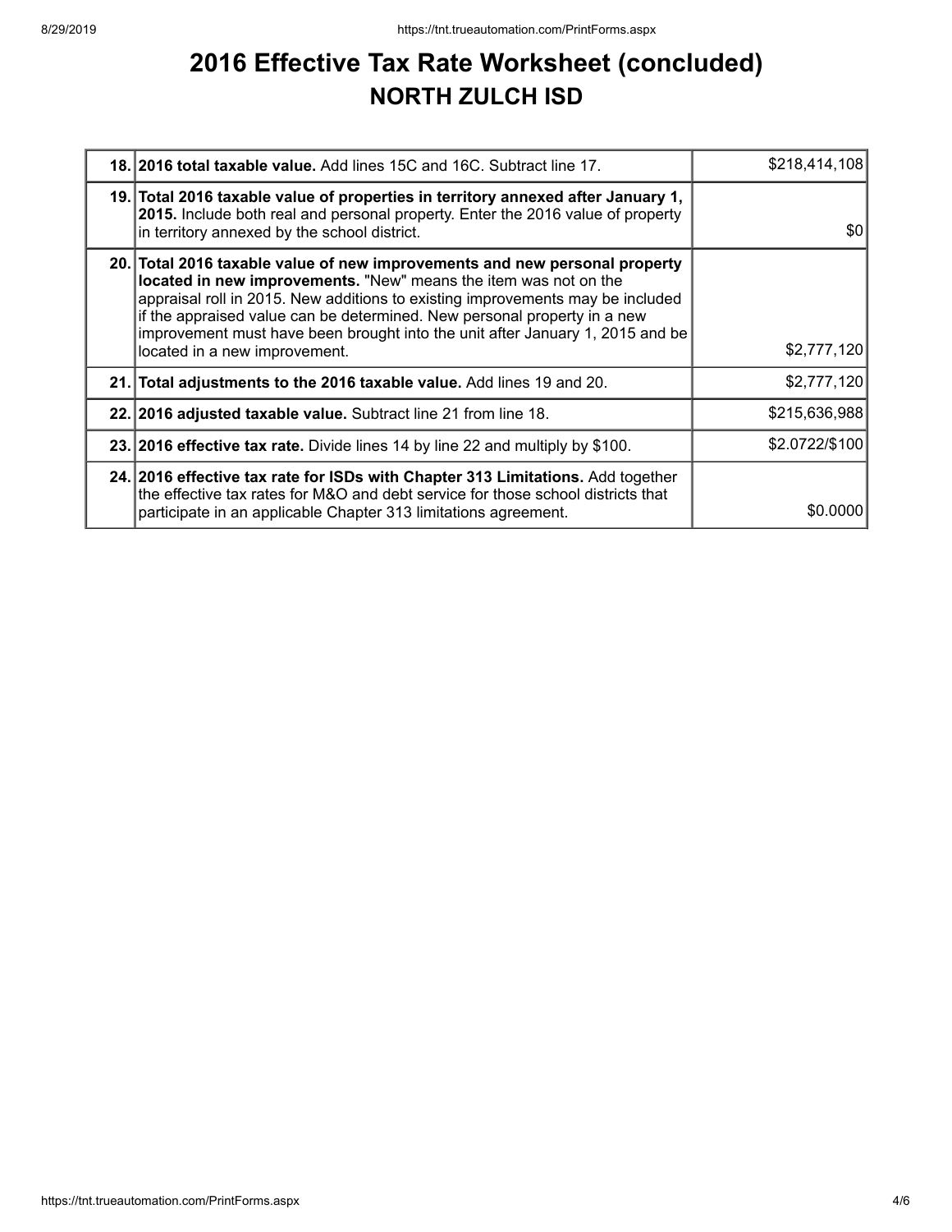# 2016 Effective Tax Rate Worksheet (concluded)

## NORTH ZULCH ISD

| | | |
|---|---|---|
| **18.** | **2016 total taxable value.** Add lines 15C and 16C. Subtract line 17. | $218,414,108 |
| **19.** | **Total 2016 taxable value of properties in territory annexed after January 1, 2015.** Include both real and personal property. Enter the 2016 value of property in territory annexed by the school district. | $0 |
| **20.** | **Total 2016 taxable value of new improvements and new personal property located in new improvements.** "New" means the item was not on the appraisal roll in 2015. New additions to existing improvements may be included if the appraised value can be determined. New personal property in a new improvement must have been brought into the unit after January 1, 2015 and be located in a new improvement. | $2,777,120 |
| **21.** | **Total adjustments to the 2016 taxable value.** Add lines 19 and 20. | $2,777,120 |
| **22.** | **2016 adjusted taxable value.** Subtract line 21 from line 18. | $215,636,988 |
| **23.** | **2016 effective tax rate.** Divide lines 14 by line 22 and multiply by $100. | $2.0722/$100 |
| **24.** | **2016 effective tax rate for ISDs with Chapter 313 Limitations.** Add together the effective tax rates for M&O and debt service for those school districts that participate in an applicable Chapter 313 limitations agreement. | $0.0000 |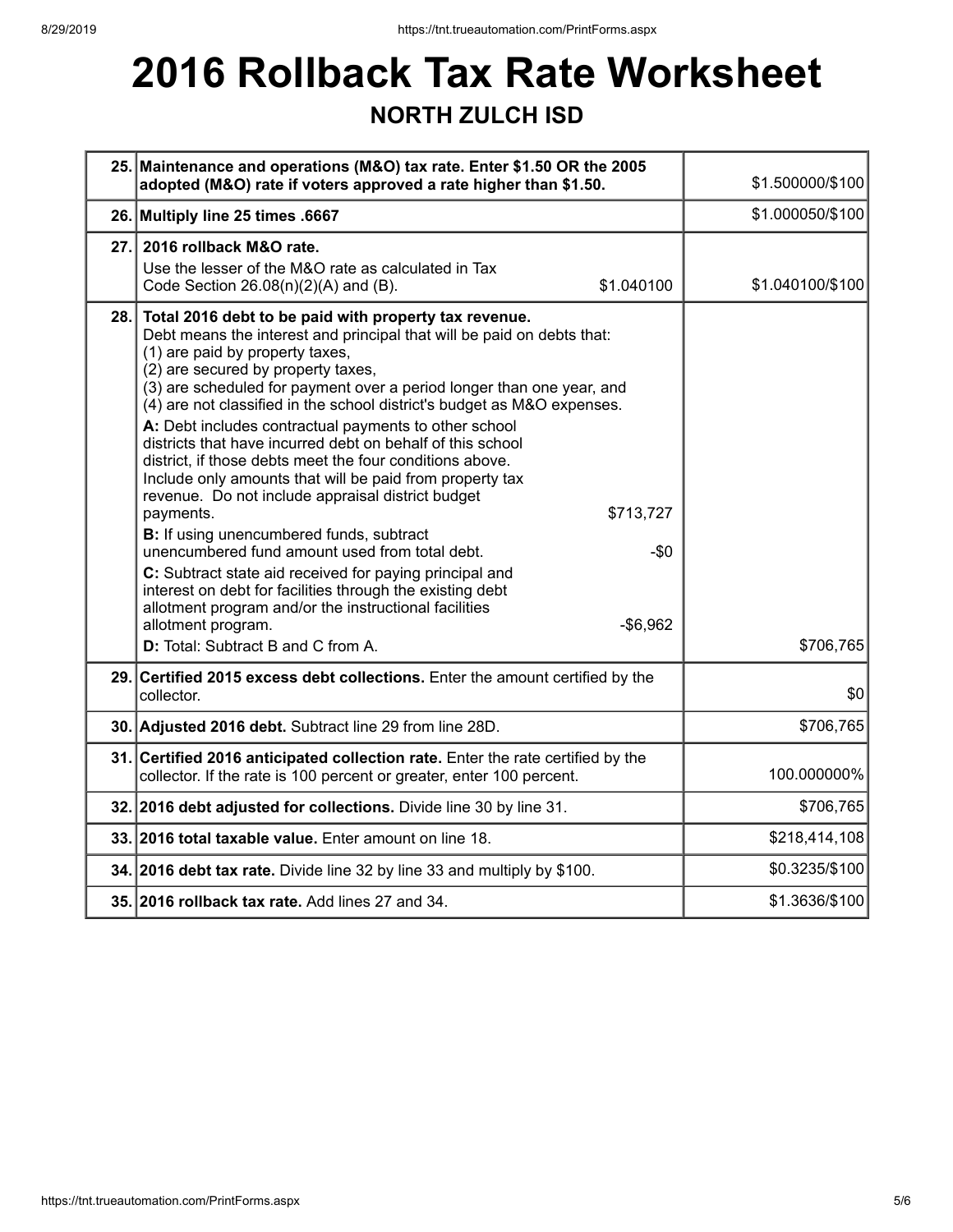# 2016 Rollback Tax Rate Worksheet

## NORTH ZULCH ISD

| Line | Description | Amount |
|---|---|---|
| 25. | **Maintenance and operations (M&O) tax rate. Enter $1.50 OR the 2005 adopted (M&O) rate if voters approved a rate higher than $1.50.** | $1.500000/$100 |
| 26. | **Multiply line 25 times .6667** | $1.000050/$100 |
| 27. | **2016 rollback M&O rate.**<br>Use the lesser of the M&O rate as calculated in Tax Code Section 26.08(n)(2)(A) and (B). $1.040100 | $1.040100/$100 |
| 28. | **Total 2016 debt to be paid with property tax revenue.**<br>Debt means the interest and principal that will be paid on debts that:<br>(1) are paid by property taxes,<br>(2) are secured by property taxes,<br>(3) are scheduled for payment over a period longer than one year, and<br>(4) are not classified in the school district's budget as M&O expenses.<br>**A:** Debt includes contractual payments to other school districts that have incurred debt on behalf of this school district, if those debts meet the four conditions above. Include only amounts that will be paid from property tax revenue. Do not include appraisal district budget payments. $713,727<br>**B:** If using unencumbered funds, subtract unencumbered fund amount used from total debt. -$0<br>**C:** Subtract state aid received for paying principal and interest on debt for facilities through the existing debt allotment program and/or the instructional facilities allotment program. -$6,962<br>**D:** Total: Subtract B and C from A. | $706,765 |
| 29. | **Certified 2015 excess debt collections.** Enter the amount certified by the collector. | $0 |
| 30. | **Adjusted 2016 debt.** Subtract line 29 from line 28D. | $706,765 |
| 31. | **Certified 2016 anticipated collection rate.** Enter the rate certified by the collector. If the rate is 100 percent or greater, enter 100 percent. | 100.000000% |
| 32. | **2016 debt adjusted for collections.** Divide line 30 by line 31. | $706,765 |
| 33. | **2016 total taxable value.** Enter amount on line 18. | $218,414,108 |
| 34. | **2016 debt tax rate.** Divide line 32 by line 33 and multiply by $100. | $0.3235/$100 |
| 35. | **2016 rollback tax rate.** Add lines 27 and 34. | $1.3636/$100 |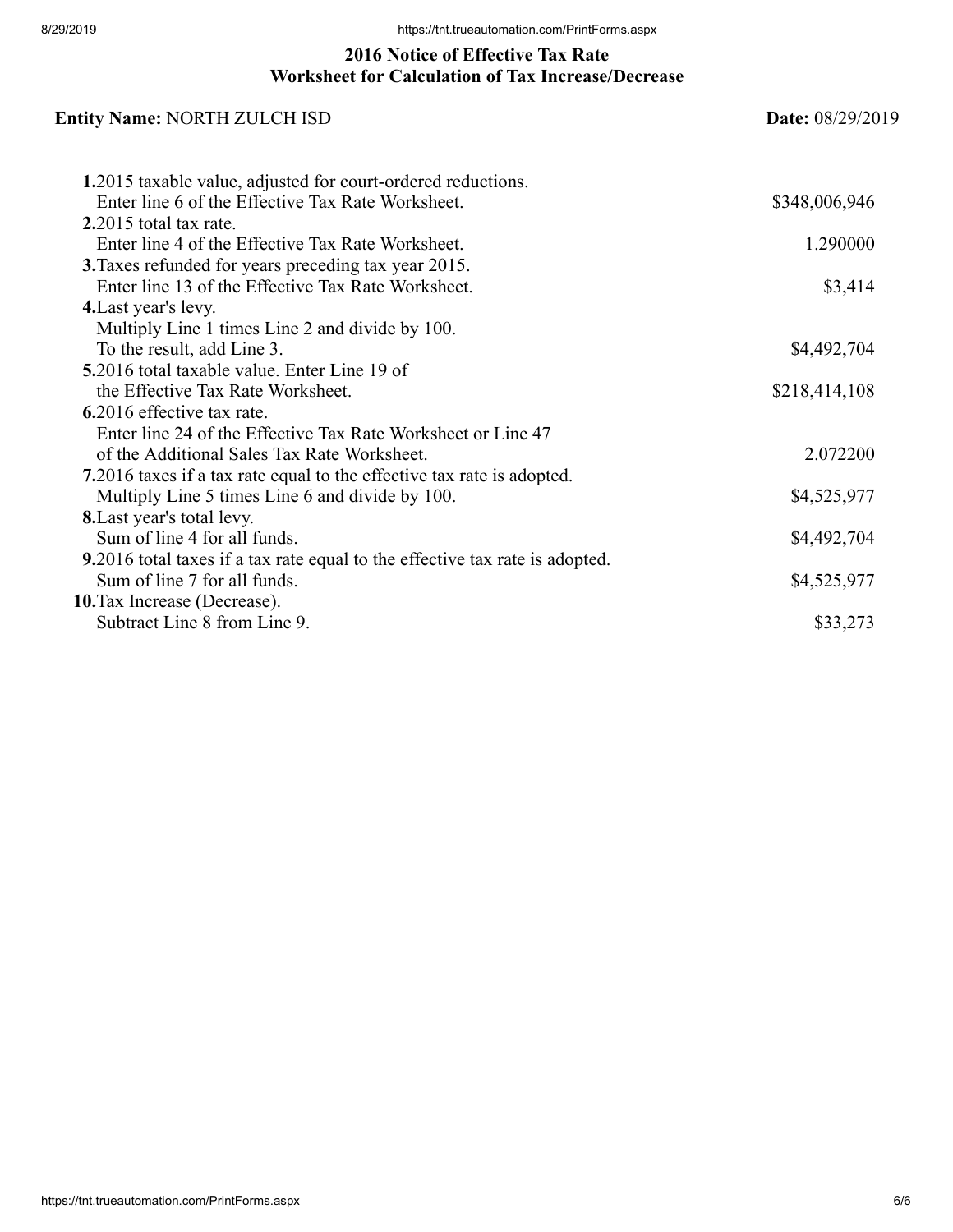## 2016 Notice of Effective Tax Rate
## Worksheet for Calculation of Tax Increase/Decrease

**Entity Name:** NORTH ZULCH ISD **Date:** 08/29/2019

| | |
|---|---|
| **1.** 2015 taxable value, adjusted for court-ordered reductions. Enter line 6 of the Effective Tax Rate Worksheet. | $348,006,946 |
| **2.** 2015 total tax rate. Enter line 4 of the Effective Tax Rate Worksheet. | 1.290000 |
| **3.** Taxes refunded for years preceding tax year 2015. Enter line 13 of the Effective Tax Rate Worksheet. | $3,414 |
| **4.** Last year's levy. Multiply Line 1 times Line 2 and divide by 100. To the result, add Line 3. | $4,492,704 |
| **5.** 2016 total taxable value. Enter Line 19 of the Effective Tax Rate Worksheet. | $218,414,108 |
| **6.** 2016 effective tax rate. Enter line 24 of the Effective Tax Rate Worksheet or Line 47 of the Additional Sales Tax Rate Worksheet. | 2.072200 |
| **7.** 2016 taxes if a tax rate equal to the effective tax rate is adopted. Multiply Line 5 times Line 6 and divide by 100. | $4,525,977 |
| **8.** Last year's total levy. Sum of line 4 for all funds. | $4,492,704 |
| **9.** 2016 total taxes if a tax rate equal to the effective tax rate is adopted. Sum of line 7 for all funds. | $4,525,977 |
| **10.** Tax Increase (Decrease). Subtract Line 8 from Line 9. | $33,273 |